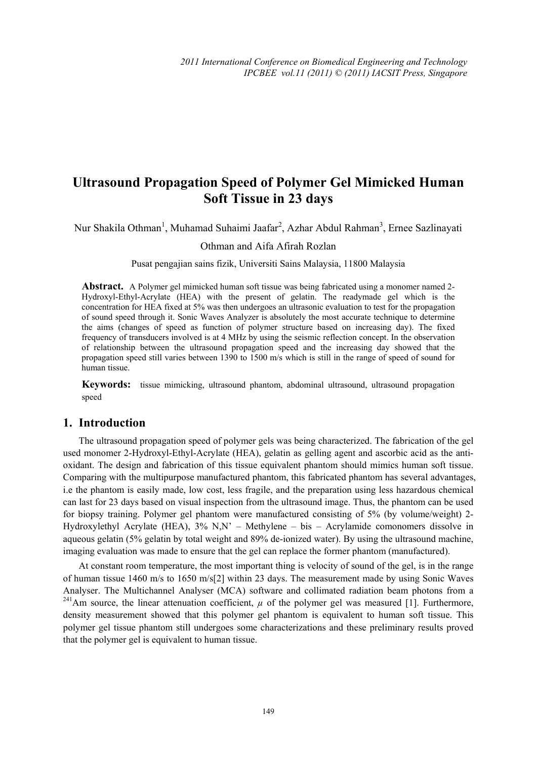# Ultrasound Propagation Speed of Polymer Gel Mimicked Human Soft Tissue in 23 days

Nur Shakila Othman[1], Muhamad Suhaimi Jaafar[2], Azhar Abdul Rahman[3], Ernee Sazlinayati Othman and Aifa Afirah Rozlan

Pusat pengajian sains fizik, Universiti Sains Malaysia, 11800 Malaysia

**Abstract.** A Polymer gel mimicked human soft tissue was being fabricated using a monomer named 2-Hydroxyl-Ethyl-Acrylate (HEA) with the present of gelatin. The readymade gel which is the concentration for HEA fixed at 5% was then undergoes an ultrasonic evaluation to test for the propagation of sound speed through it. Sonic Waves Analyzer is absolutely the most accurate technique to determine the aims (changes of speed as function of polymer structure based on increasing day). The fixed frequency of transducers involved is at 4 MHz by using the seismic reflection concept. In the observation of relationship between the ultrasound propagation speed and the increasing day showed that the propagation speed still varies between 1390 to 1500 m/s which is still in the range of speed of sound for human tissue.

**Keywords:** tissue mimicking, ultrasound phantom, abdominal ultrasound, ultrasound propagation speed

## 1. Introduction

The ultrasound propagation speed of polymer gels was being characterized. The fabrication of the gel used monomer 2-Hydroxyl-Ethyl-Acrylate (HEA), gelatin as gelling agent and ascorbic acid as the anti-oxidant. The design and fabrication of this tissue equivalent phantom should mimics human soft tissue. Comparing with the multipurpose manufactured phantom, this fabricated phantom has several advantages, i.e the phantom is easily made, low cost, less fragile, and the preparation using less hazardous chemical can last for 23 days based on visual inspection from the ultrasound image. Thus, the phantom can be used for biopsy training. Polymer gel phantom were manufactured consisting of 5% (by volume/weight) 2-Hydroxylethyl Acrylate (HEA), 3% N,N' – Methylene – bis – Acrylamide comonomers dissolve in aqueous gelatin (5% gelatin by total weight and 89% de-ionized water). By using the ultrasound machine, imaging evaluation was made to ensure that the gel can replace the former phantom (manufactured).

At constant room temperature, the most important thing is velocity of sound of the gel, is in the range of human tissue 1460 m/s to 1650 m/s[2] within 23 days. The measurement made by using Sonic Waves Analyser. The Multichannel Analyser (MCA) software and collimated radiation beam photons from a $^{241}$Am source, the linear attenuation coefficient, $\mu$ of the polymer gel was measured [1]. Furthermore, density measurement showed that this polymer gel phantom is equivalent to human soft tissue. This polymer gel tissue phantom still undergoes some characterizations and these preliminary results proved that the polymer gel is equivalent to human tissue.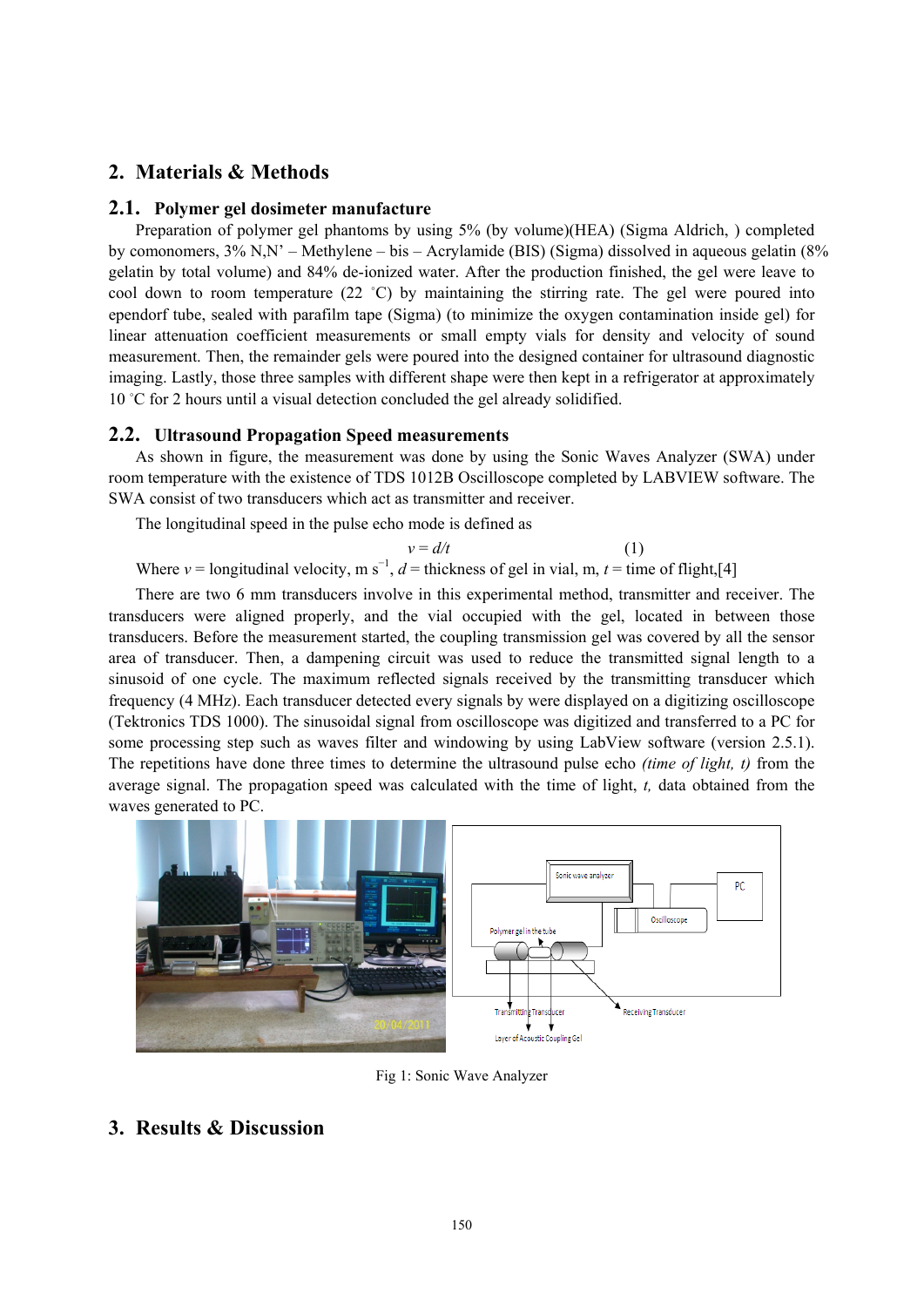## 2. Materials & Methods

### 2.1. Polymer gel dosimeter manufacture

Preparation of polymer gel phantoms by using 5% (by volume)(HEA) (Sigma Aldrich, ) completed by comonomers, 3% N,N' – Methylene – bis – Acrylamide (BIS) (Sigma) dissolved in aqueous gelatin (8% gelatin by total volume) and 84% de-ionized water. After the production finished, the gel were leave to cool down to room temperature (22 ˚C) by maintaining the stirring rate. The gel were poured into ependorf tube, sealed with parafilm tape (Sigma) (to minimize the oxygen contamination inside gel) for linear attenuation coefficient measurements or small empty vials for density and velocity of sound measurement. Then, the remainder gels were poured into the designed container for ultrasound diagnostic imaging. Lastly, those three samples with different shape were then kept in a refrigerator at approximately 10 ˚C for 2 hours until a visual detection concluded the gel already solidified.

### 2.2. Ultrasound Propagation Speed measurements

As shown in figure, the measurement was done by using the Sonic Waves Analyzer (SWA) under room temperature with the existence of TDS 1012B Oscilloscope completed by LABVIEW software. The SWA consist of two transducers which act as transmitter and receiver.

The longitudinal speed in the pulse echo mode is defined as

$$v = d/t \qquad (1)$$

Where $v$ = longitudinal velocity, m $s^{-1}$, $d$ = thickness of gel in vial, m, $t$ = time of flight,[4]

There are two 6 mm transducers involve in this experimental method, transmitter and receiver. The transducers were aligned properly, and the vial occupied with the gel, located in between those transducers. Before the measurement started, the coupling transmission gel was covered by all the sensor area of transducer. Then, a dampening circuit was used to reduce the transmitted signal length to a sinusoid of one cycle. The maximum reflected signals received by the transmitting transducer which frequency (4 MHz). Each transducer detected every signals by were displayed on a digitizing oscilloscope (Tektronics TDS 1000). The sinusoidal signal from oscilloscope was digitized and transferred to a PC for some processing step such as waves filter and windowing by using LabView software (version 2.5.1). The repetitions have done three times to determine the ultrasound pulse echo *(time of light, t)* from the average signal. The propagation speed was calculated with the time of light, *t,* data obtained from the waves generated to PC.

Fig 1: Sonic Wave Analyzer

## 3. Results & Discussion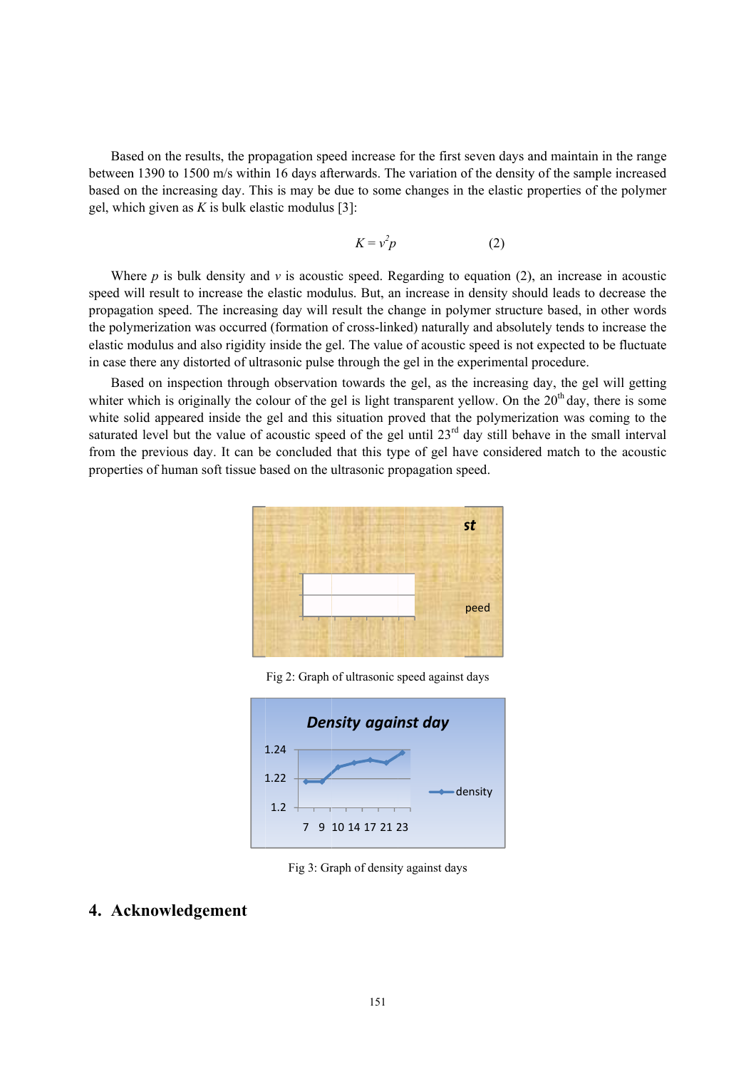Based on the results, the propagation speed increase for the first seven days and maintain in the range between 1390 to 1500 m/s within 16 days afterwards. The variation of the density of the sample increased based on the increasing day. This is may be due to some changes in the elastic properties of the polymer gel, which given as $K$ is bulk elastic modulus [3]:

$$K = v^2 p \qquad (2)$$

Where $p$ is bulk density and $v$ is acoustic speed. Regarding to equation (2), an increase in acoustic speed will result to increase the elastic modulus. But, an increase in density should leads to decrease the propagation speed. The increasing day will result the change in polymer structure based, in other words the polymerization was occurred (formation of cross-linked) naturally and absolutely tends to increase the elastic modulus and also rigidity inside the gel. The value of acoustic speed is not expected to be fluctuate in case there any distorted of ultrasonic pulse through the gel in the experimental procedure.

Based on inspection through observation towards the gel, as the increasing day, the gel will getting whiter which is originally the colour of the gel is light transparent yellow. On the 20[th] day, there is some white solid appeared inside the gel and this situation proved that the polymerization was coming to the saturated level but the value of acoustic speed of the gel until 23[rd] day still behave in the small interval from the previous day. It can be concluded that this type of gel have considered match to the acoustic properties of human soft tissue based on the ultrasonic propagation speed.

Fig 2: Graph of ultrasonic speed against days

Fig 3: Graph of density against days

## 4. Acknowledgement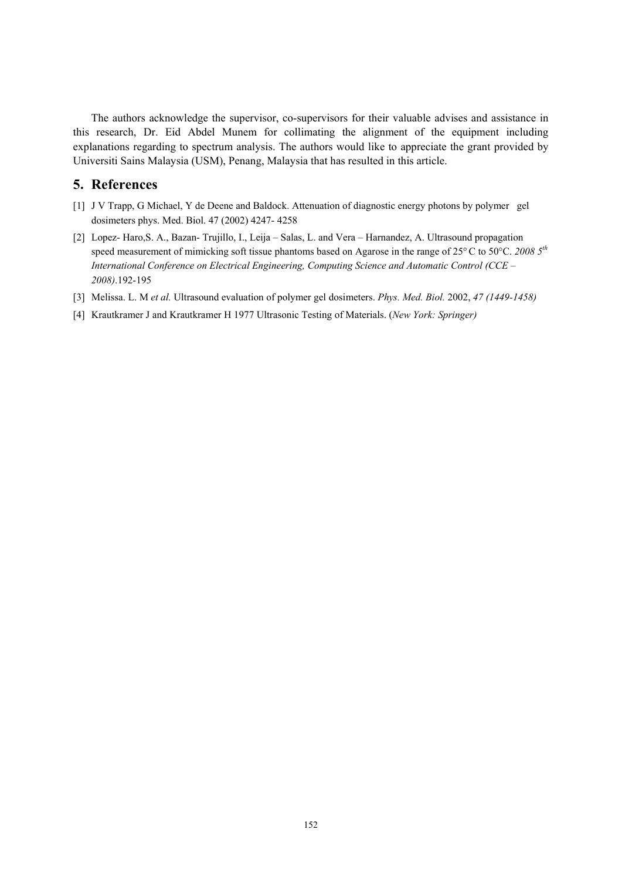The authors acknowledge the supervisor, co-supervisors for their valuable advises and assistance in this research, Dr. Eid Abdel Munem for collimating the alignment of the equipment including explanations regarding to spectrum analysis. The authors would like to appreciate the grant provided by Universiti Sains Malaysia (USM), Penang, Malaysia that has resulted in this article.

## 5. References

[1] J V Trapp, G Michael, Y de Deene and Baldock. Attenuation of diagnostic energy photons by polymer gel dosimeters phys. Med. Biol. 47 (2002) 4247- 4258

[2] Lopez- Haro,S. A., Bazan- Trujillo, I., Leija – Salas, L. and Vera – Harnandez, A. Ultrasound propagation speed measurement of mimicking soft tissue phantoms based on Agarose in the range of 25° C to 50°C. *2008 5th International Conference on Electrical Engineering, Computing Science and Automatic Control (CCE – 2008)*.192-195

[3] Melissa. L. M *et al.* Ultrasound evaluation of polymer gel dosimeters. *Phys. Med. Biol.* 2002, *47 (1449-1458)*

[4] Krautkramer J and Krautkramer H 1977 Ultrasonic Testing of Materials. (*New York: Springer)*